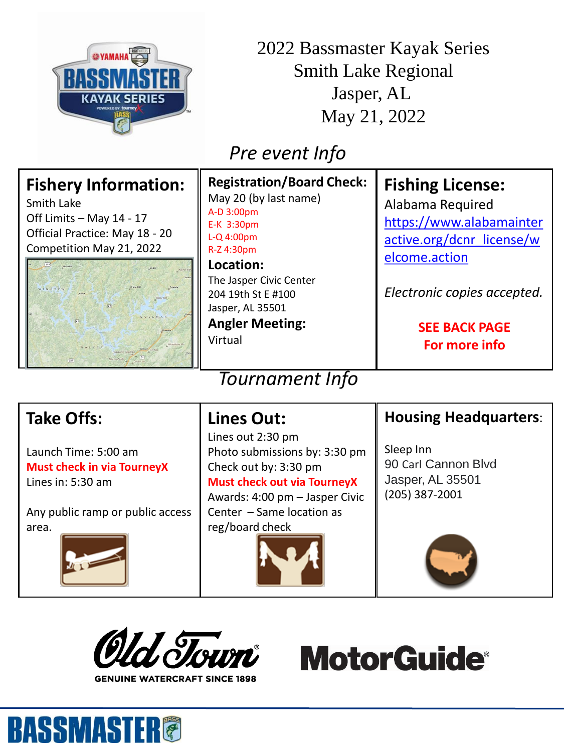# 2022 Bassmaster Kayak Series
# Smith Lake Regional
# Jasper, AL
# May 21, 2022

## *Pre event Info*

### Fishery Information:

Smith Lake
Off Limits – May 14 - 17
Official Practice: May 18 - 20
Competition May 21, 2022

### Registration/Board Check:

May 20 (by last name)
A-D 3:00pm
E-K 3:30pm
L-Q 4:00pm
R-Z 4:30pm

**Location:**
The Jasper Civic Center
204 19th St E #100
Jasper, AL 35501

**Angler Meeting:**
Virtual

### Fishing License:

Alabama Required
https://www.alabamainteractive.org/dcnr_license/welcome.action

*Electronic copies accepted.*

**SEE BACK PAGE
For more info**

## *Tournament Info*

### Take Offs:

Launch Time: 5:00 am
**Must check in via TourneyX**
Lines in: 5:30 am

Any public ramp or public access area.

### Lines Out:

Lines out 2:30 pm
Photo submissions by: 3:30 pm
Check out by: 3:30 pm
**Must check out via TourneyX**
Awards: 4:00 pm – Jasper Civic Center – Same location as reg/board check

### Housing Headquarters:

Sleep Inn
90 Carl Cannon Blvd
Jasper, AL 35501
(205) 387-2001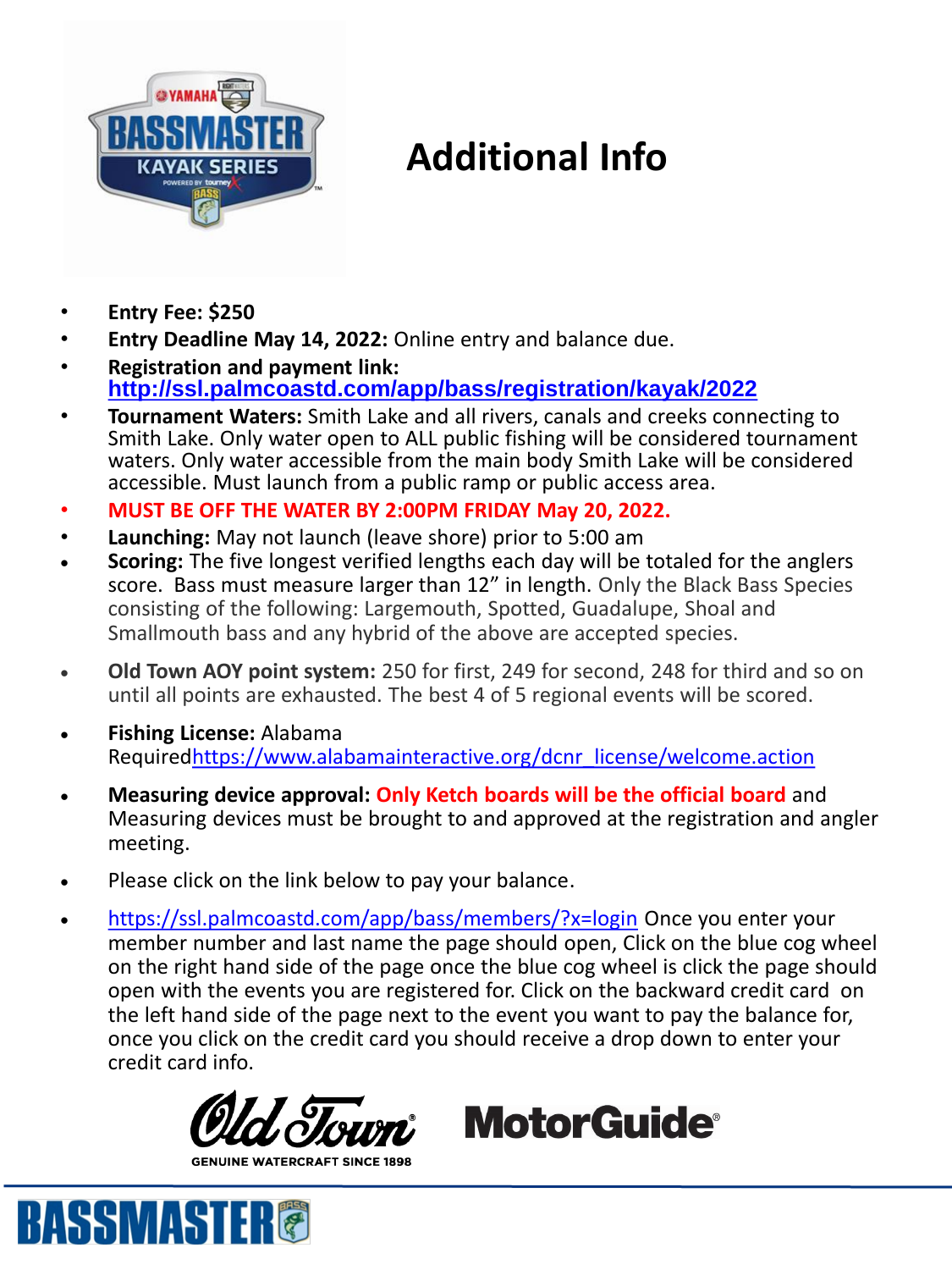# Additional Info

- **Entry Fee: $250**
- **Entry Deadline May 14, 2022:** Online entry and balance due.
- **Registration and payment link:** **http://ssl.palmcoastd.com/app/bass/registration/kayak/2022**
- **Tournament Waters:** Smith Lake and all rivers, canals and creeks connecting to Smith Lake. Only water open to ALL public fishing will be considered tournament waters. Only water accessible from the main body Smith Lake will be considered accessible. Must launch from a public ramp or public access area.
- **MUST BE OFF THE WATER BY 2:00PM FRIDAY May 20, 2022.**
- **Launching:** May not launch (leave shore) prior to 5:00 am
- **Scoring:** The five longest verified lengths each day will be totaled for the anglers score. Bass must measure larger than 12" in length. Only the Black Bass Species consisting of the following: Largemouth, Spotted, Guadalupe, Shoal and Smallmouth bass and any hybrid of the above are accepted species.
- **Old Town AOY point system:** 250 for first, 249 for second, 248 for third and so on until all points are exhausted. The best 4 of 5 regional events will be scored.
- **Fishing License:** Alabama Requiredhttps://www.alabamainteractive.org/dcnr_license/welcome.action
- **Measuring device approval:** **Only Ketch boards will be the official board** and Measuring devices must be brought to and approved at the registration and angler meeting.
- Please click on the link below to pay your balance.
- https://ssl.palmcoastd.com/app/bass/members/?x=login Once you enter your member number and last name the page should open, Click on the blue cog wheel on the right hand side of the page once the blue cog wheel is click the page should open with the events you are registered for. Click on the backward credit card on the left hand side of the page next to the event you want to pay the balance for, once you click on the credit card you should receive a drop down to enter your credit card info.

Old Town GENUINE WATERCRAFT SINCE 1898

MotorGuide

BASSMASTER